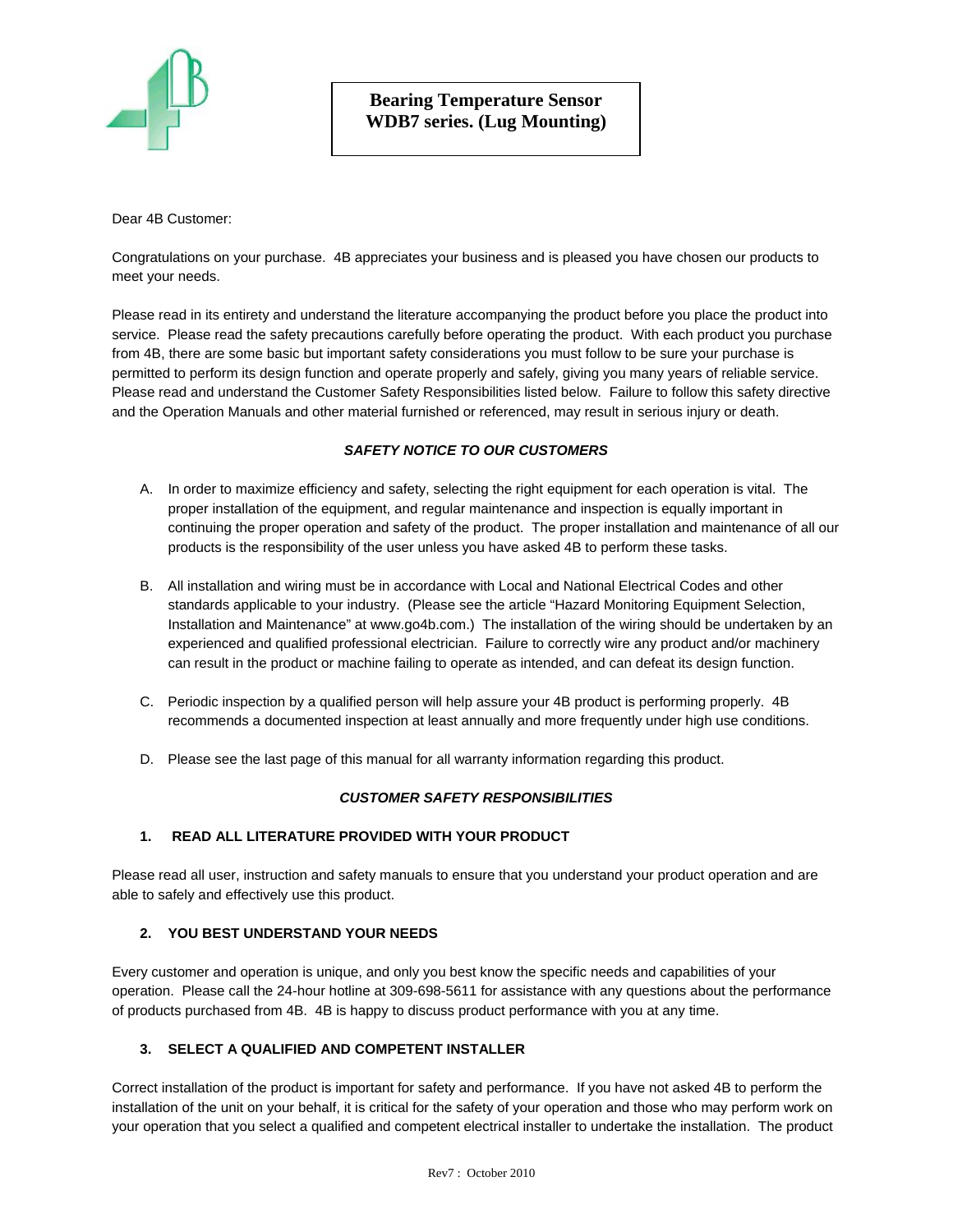# Bearing Temperature Sensor WDB7 series. (Lug Mounting)

Dear 4B Customer:

Congratulations on your purchase. 4B appreciates your business and is pleased you have chosen our products to meet your needs.

Please read in its entirety and understand the literature accompanying the product before you place the product into service. Please read the safety precautions carefully before operating the product. With each product you purchase from 4B, there are some basic but important safety considerations you must follow to be sure your purchase is permitted to perform its design function and operate properly and safely, giving you many years of reliable service. Please read and understand the Customer Safety Responsibilities listed below. Failure to follow this safety directive and the Operation Manuals and other material furnished or referenced, may result in serious injury or death.

## *SAFETY NOTICE TO OUR CUSTOMERS*

A. In order to maximize efficiency and safety, selecting the right equipment for each operation is vital. The proper installation of the equipment, and regular maintenance and inspection is equally important in continuing the proper operation and safety of the product. The proper installation and maintenance of all our products is the responsibility of the user unless you have asked 4B to perform these tasks.

B. All installation and wiring must be in accordance with Local and National Electrical Codes and other standards applicable to your industry. (Please see the article "Hazard Monitoring Equipment Selection, Installation and Maintenance" at www.go4b.com.) The installation of the wiring should be undertaken by an experienced and qualified professional electrician. Failure to correctly wire any product and/or machinery can result in the product or machine failing to operate as intended, and can defeat its design function.

C. Periodic inspection by a qualified person will help assure your 4B product is performing properly. 4B recommends a documented inspection at least annually and more frequently under high use conditions.

D. Please see the last page of this manual for all warranty information regarding this product.

## *CUSTOMER SAFETY RESPONSIBILITIES*

### 1. READ ALL LITERATURE PROVIDED WITH YOUR PRODUCT

Please read all user, instruction and safety manuals to ensure that you understand your product operation and are able to safely and effectively use this product.

### 2. YOU BEST UNDERSTAND YOUR NEEDS

Every customer and operation is unique, and only you best know the specific needs and capabilities of your operation. Please call the 24-hour hotline at 309-698-5611 for assistance with any questions about the performance of products purchased from 4B. 4B is happy to discuss product performance with you at any time.

### 3. SELECT A QUALIFIED AND COMPETENT INSTALLER

Correct installation of the product is important for safety and performance. If you have not asked 4B to perform the installation of the unit on your behalf, it is critical for the safety of your operation and those who may perform work on your operation that you select a qualified and competent electrical installer to undertake the installation. The product

Rev7 : October 2010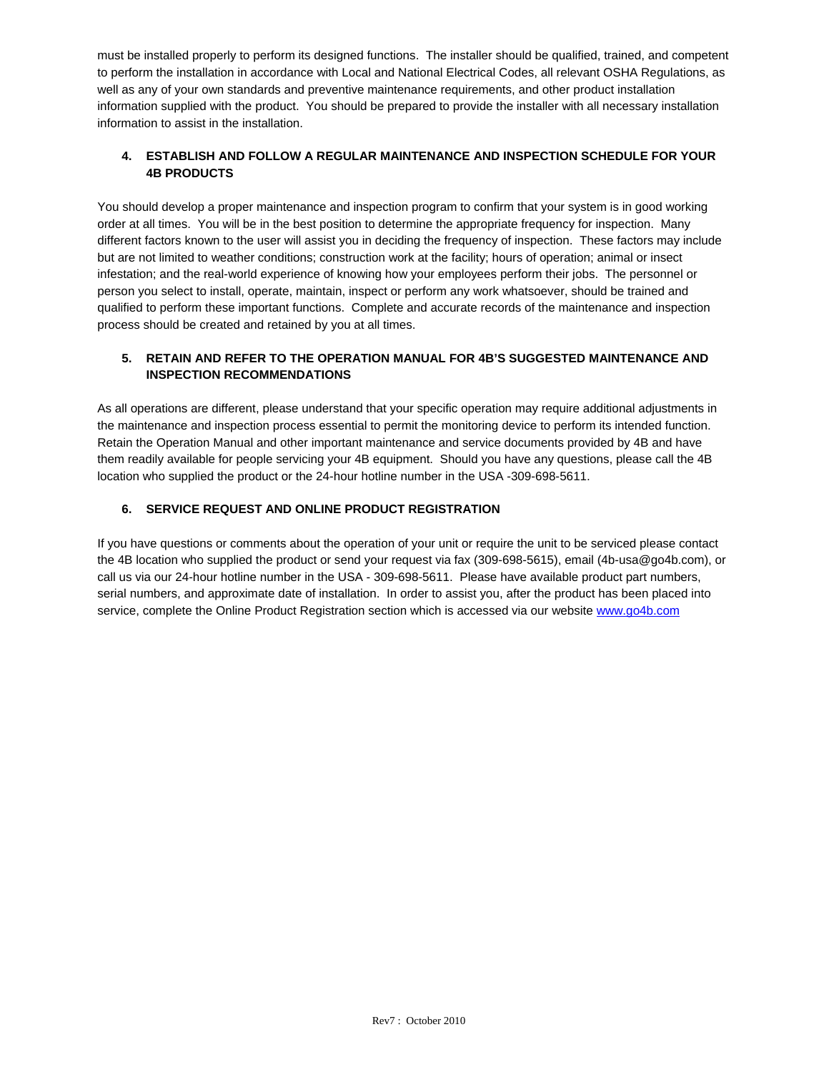must be installed properly to perform its designed functions. The installer should be qualified, trained, and competent to perform the installation in accordance with Local and National Electrical Codes, all relevant OSHA Regulations, as well as any of your own standards and preventive maintenance requirements, and other product installation information supplied with the product. You should be prepared to provide the installer with all necessary installation information to assist in the installation.

**4. ESTABLISH AND FOLLOW A REGULAR MAINTENANCE AND INSPECTION SCHEDULE FOR YOUR 4B PRODUCTS**

You should develop a proper maintenance and inspection program to confirm that your system is in good working order at all times. You will be in the best position to determine the appropriate frequency for inspection. Many different factors known to the user will assist you in deciding the frequency of inspection. These factors may include but are not limited to weather conditions; construction work at the facility; hours of operation; animal or insect infestation; and the real-world experience of knowing how your employees perform their jobs. The personnel or person you select to install, operate, maintain, inspect or perform any work whatsoever, should be trained and qualified to perform these important functions. Complete and accurate records of the maintenance and inspection process should be created and retained by you at all times.

**5. RETAIN AND REFER TO THE OPERATION MANUAL FOR 4B'S SUGGESTED MAINTENANCE AND INSPECTION RECOMMENDATIONS**

As all operations are different, please understand that your specific operation may require additional adjustments in the maintenance and inspection process essential to permit the monitoring device to perform its intended function. Retain the Operation Manual and other important maintenance and service documents provided by 4B and have them readily available for people servicing your 4B equipment. Should you have any questions, please call the 4B location who supplied the product or the 24-hour hotline number in the USA -309-698-5611.

**6. SERVICE REQUEST AND ONLINE PRODUCT REGISTRATION**

If you have questions or comments about the operation of your unit or require the unit to be serviced please contact the 4B location who supplied the product or send your request via fax (309-698-5615), email (4b-usa@go4b.com), or call us via our 24-hour hotline number in the USA - 309-698-5611. Please have available product part numbers, serial numbers, and approximate date of installation. In order to assist you, after the product has been placed into service, complete the Online Product Registration section which is accessed via our website [www.go4b.com](http://www.go4b.com)

Rev7 : October 2010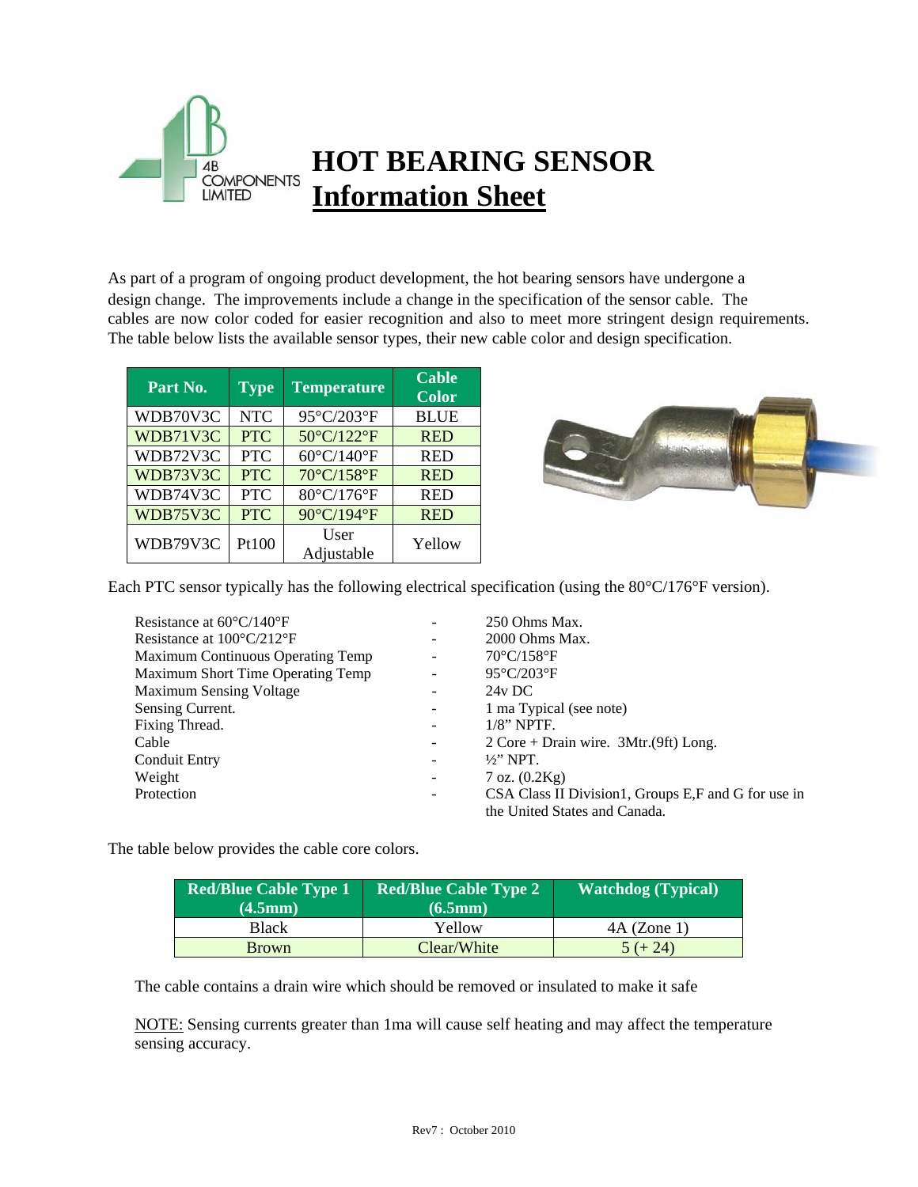# HOT BEARING SENSOR

## Information Sheet

As part of a program of ongoing product development, the hot bearing sensors have undergone a design change. The improvements include a change in the specification of the sensor cable. The cables are now color coded for easier recognition and also to meet more stringent design requirements. The table below lists the available sensor types, their new cable color and design specification.

| Part No. | Type | Temperature | Cable Color |
|---|---|---|---|
| WDB70V3C | NTC | 95°C/203°F | BLUE |
| WDB71V3C | PTC | 50°C/122°F | RED |
| WDB72V3C | PTC | 60°C/140°F | RED |
| WDB73V3C | PTC | 70°C/158°F | RED |
| WDB74V3C | PTC | 80°C/176°F | RED |
| WDB75V3C | PTC | 90°C/194°F | RED |
| WDB79V3C | Pt100 | User Adjustable | Yellow |

Each PTC sensor typically has the following electrical specification (using the 80°C/176°F version).

| | | |
|---|---|---|
| Resistance at 60°C/140°F | - | 250 Ohms Max. |
| Resistance at 100°C/212°F | - | 2000 Ohms Max. |
| Maximum Continuous Operating Temp | - | 70°C/158°F |
| Maximum Short Time Operating Temp | - | 95°C/203°F |
| Maximum Sensing Voltage | - | 24v DC |
| Sensing Current. | - | 1 ma Typical (see note) |
| Fixing Thread. | - | 1/8" NPTF. |
| Cable | - | 2 Core + Drain wire. 3Mtr.(9ft) Long. |
| Conduit Entry | - | ½" NPT. |
| Weight | - | 7 oz. (0.2Kg) |
| Protection | - | CSA Class II Division1, Groups E,F and G for use in the United States and Canada. |

The table below provides the cable core colors.

| Red/Blue Cable Type 1 (4.5mm) | Red/Blue Cable Type 2 (6.5mm) | Watchdog (Typical) |
|---|---|---|
| Black | Yellow | 4A (Zone 1) |
| Brown | Clear/White | 5 (+ 24) |

The cable contains a drain wire which should be removed or insulated to make it safe

NOTE: Sensing currents greater than 1ma will cause self heating and may affect the temperature sensing accuracy.

Rev7 : October 2010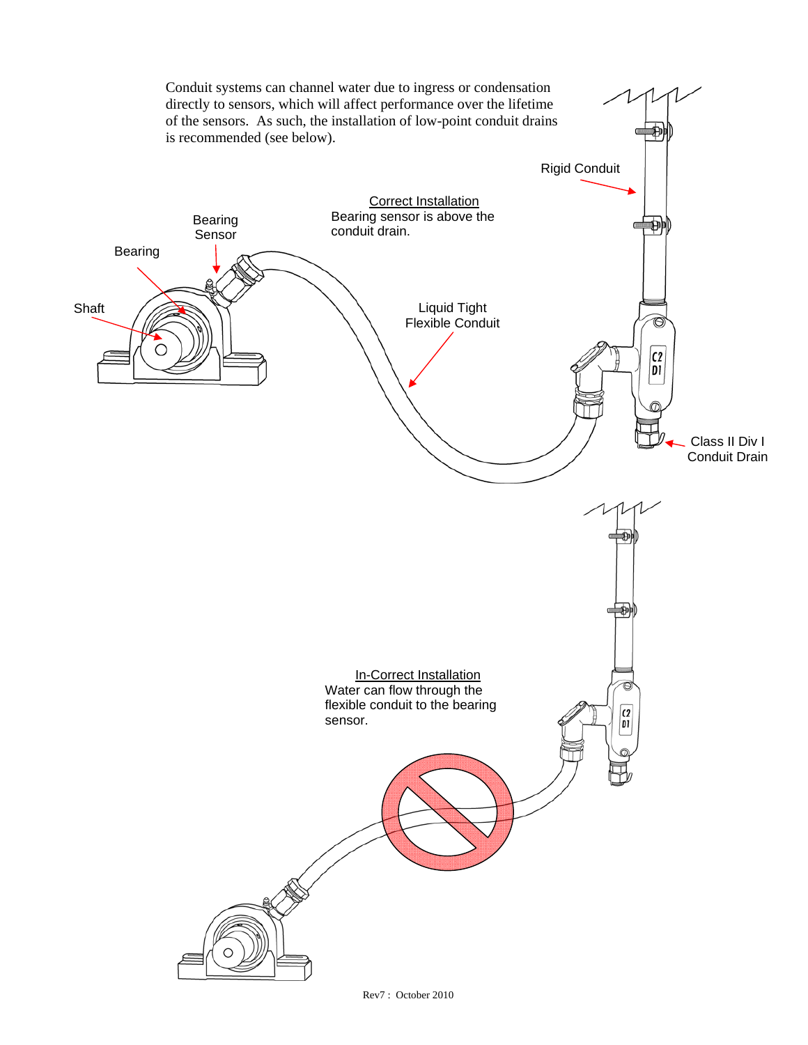Conduit systems can channel water due to ingress or condensation directly to sensors, which will affect performance over the lifetime of the sensors. As such, the installation of low-point conduit drains is recommended (see below).

Rigid Conduit

Correct Installation
Bearing sensor is above the conduit drain.

Bearing Sensor

Bearing

Shaft

Liquid Tight Flexible Conduit

C2 D1

Class II Div I Conduit Drain

In-Correct Installation
Water can flow through the flexible conduit to the bearing sensor.

C2 D1

Rev7 : October 2010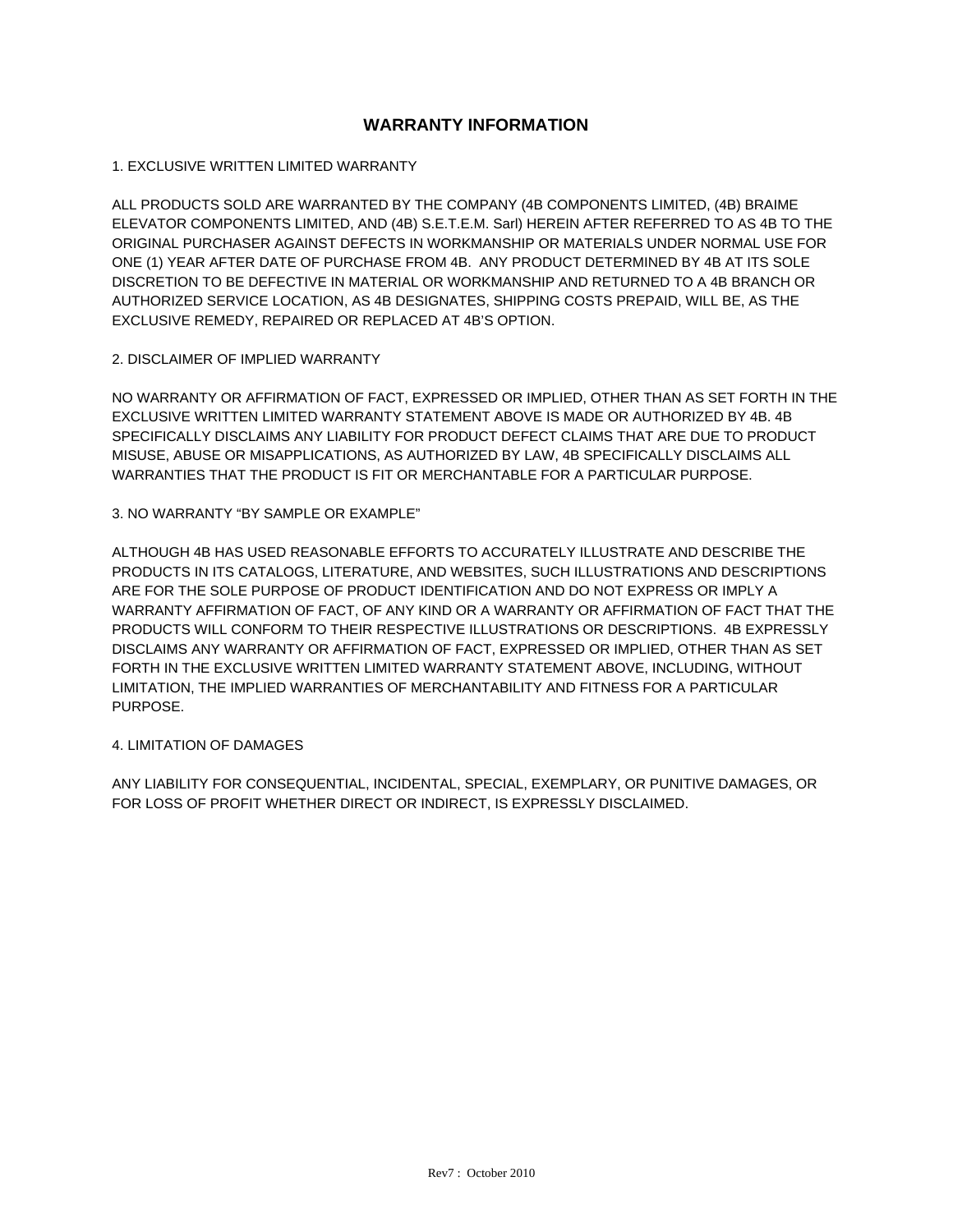# WARRANTY INFORMATION

1. EXCLUSIVE WRITTEN LIMITED WARRANTY

ALL PRODUCTS SOLD ARE WARRANTED BY THE COMPANY (4B COMPONENTS LIMITED, (4B) BRAIME ELEVATOR COMPONENTS LIMITED, AND (4B) S.E.T.E.M. Sarl) HEREIN AFTER REFERRED TO AS 4B TO THE ORIGINAL PURCHASER AGAINST DEFECTS IN WORKMANSHIP OR MATERIALS UNDER NORMAL USE FOR ONE (1) YEAR AFTER DATE OF PURCHASE FROM 4B. ANY PRODUCT DETERMINED BY 4B AT ITS SOLE DISCRETION TO BE DEFECTIVE IN MATERIAL OR WORKMANSHIP AND RETURNED TO A 4B BRANCH OR AUTHORIZED SERVICE LOCATION, AS 4B DESIGNATES, SHIPPING COSTS PREPAID, WILL BE, AS THE EXCLUSIVE REMEDY, REPAIRED OR REPLACED AT 4B'S OPTION.

2. DISCLAIMER OF IMPLIED WARRANTY

NO WARRANTY OR AFFIRMATION OF FACT, EXPRESSED OR IMPLIED, OTHER THAN AS SET FORTH IN THE EXCLUSIVE WRITTEN LIMITED WARRANTY STATEMENT ABOVE IS MADE OR AUTHORIZED BY 4B. 4B SPECIFICALLY DISCLAIMS ANY LIABILITY FOR PRODUCT DEFECT CLAIMS THAT ARE DUE TO PRODUCT MISUSE, ABUSE OR MISAPPLICATIONS, AS AUTHORIZED BY LAW, 4B SPECIFICALLY DISCLAIMS ALL WARRANTIES THAT THE PRODUCT IS FIT OR MERCHANTABLE FOR A PARTICULAR PURPOSE.

3. NO WARRANTY "BY SAMPLE OR EXAMPLE"

ALTHOUGH 4B HAS USED REASONABLE EFFORTS TO ACCURATELY ILLUSTRATE AND DESCRIBE THE PRODUCTS IN ITS CATALOGS, LITERATURE, AND WEBSITES, SUCH ILLUSTRATIONS AND DESCRIPTIONS ARE FOR THE SOLE PURPOSE OF PRODUCT IDENTIFICATION AND DO NOT EXPRESS OR IMPLY A WARRANTY AFFIRMATION OF FACT, OF ANY KIND OR A WARRANTY OR AFFIRMATION OF FACT THAT THE PRODUCTS WILL CONFORM TO THEIR RESPECTIVE ILLUSTRATIONS OR DESCRIPTIONS. 4B EXPRESSLY DISCLAIMS ANY WARRANTY OR AFFIRMATION OF FACT, EXPRESSED OR IMPLIED, OTHER THAN AS SET FORTH IN THE EXCLUSIVE WRITTEN LIMITED WARRANTY STATEMENT ABOVE, INCLUDING, WITHOUT LIMITATION, THE IMPLIED WARRANTIES OF MERCHANTABILITY AND FITNESS FOR A PARTICULAR PURPOSE.

4. LIMITATION OF DAMAGES

ANY LIABILITY FOR CONSEQUENTIAL, INCIDENTAL, SPECIAL, EXEMPLARY, OR PUNITIVE DAMAGES, OR FOR LOSS OF PROFIT WHETHER DIRECT OR INDIRECT, IS EXPRESSLY DISCLAIMED.

Rev7 : October 2010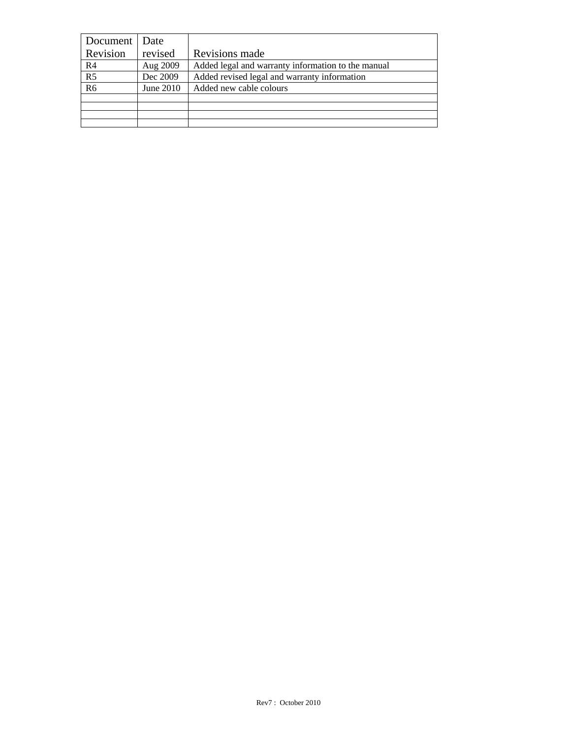| Document Revision | Date revised | Revisions made |
|---|---|---|
| R4 | Aug 2009 | Added legal and warranty information to the manual |
| R5 | Dec 2009 | Added revised legal and warranty information |
| R6 | June 2010 | Added new cable colours |
| | | |
| | | |
| | | |
| | | |

Rev7 : October 2010